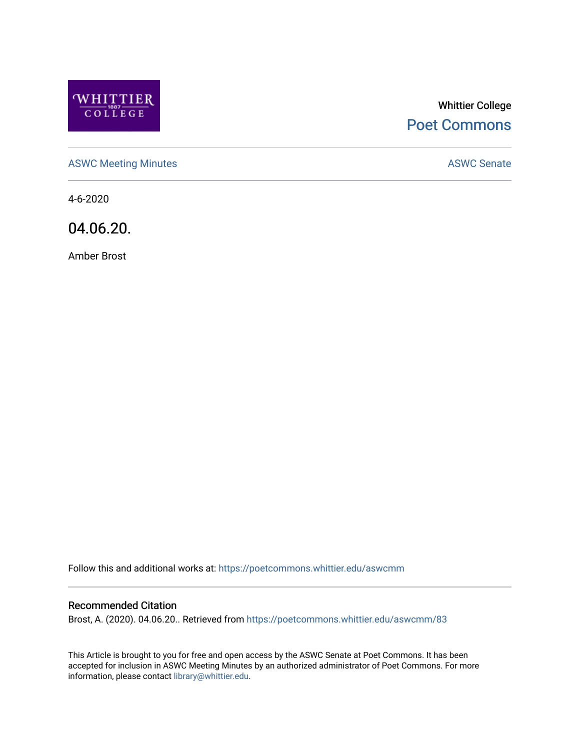Whittier College

Poet Commons

ASWC Meeting Minutes

ASWC Senate

4-6-2020

# 04.06.20.

Amber Brost

Follow this and additional works at: https://poetcommons.whittier.edu/aswcmm

## Recommended Citation

Brost, A. (2020). 04.06.20.. Retrieved from https://poetcommons.whittier.edu/aswcmm/83

This Article is brought to you for free and open access by the ASWC Senate at Poet Commons. It has been accepted for inclusion in ASWC Meeting Minutes by an authorized administrator of Poet Commons. For more information, please contact library@whittier.edu.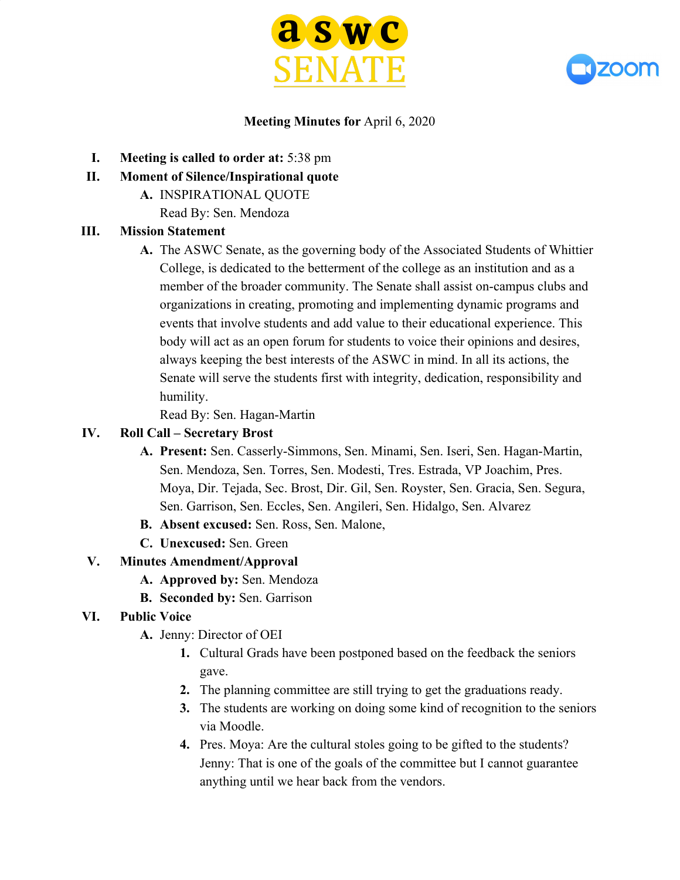**Meeting Minutes for** April 6, 2020

I. **Meeting is called to order at:** 5:38 pm

II. **Moment of Silence/Inspirational quote**
   - A. INSPIRATIONAL QUOTE
     Read By: Sen. Mendoza

III. **Mission Statement**
   - A. The ASWC Senate, as the governing body of the Associated Students of Whittier College, is dedicated to the betterment of the college as an institution and as a member of the broader community. The Senate shall assist on-campus clubs and organizations in creating, promoting and implementing dynamic programs and events that involve students and add value to their educational experience. This body will act as an open forum for students to voice their opinions and desires, always keeping the best interests of the ASWC in mind. In all its actions, the Senate will serve the students first with integrity, dedication, responsibility and humility.
     Read By: Sen. Hagan-Martin

IV. **Roll Call – Secretary Brost**
   - A. **Present:** Sen. Casserly-Simmons, Sen. Minami, Sen. Iseri, Sen. Hagan-Martin, Sen. Mendoza, Sen. Torres, Sen. Modesti, Tres. Estrada, VP Joachim, Pres. Moya, Dir. Tejada, Sec. Brost, Dir. Gil, Sen. Royster, Sen. Gracia, Sen. Segura, Sen. Garrison, Sen. Eccles, Sen. Angileri, Sen. Hidalgo, Sen. Alvarez
   - B. **Absent excused:** Sen. Ross, Sen. Malone,
   - C. **Unexcused:** Sen. Green

V. **Minutes Amendment/Approval**
   - A. **Approved by:** Sen. Mendoza
   - B. **Seconded by:** Sen. Garrison

VI. **Public Voice**
   - A. Jenny: Director of OEI
     1. Cultural Grads have been postponed based on the feedback the seniors gave.
     2. The planning committee are still trying to get the graduations ready.
     3. The students are working on doing some kind of recognition to the seniors via Moodle.
     4. Pres. Moya: Are the cultural stoles going to be gifted to the students? Jenny: That is one of the goals of the committee but I cannot guarantee anything until we hear back from the vendors.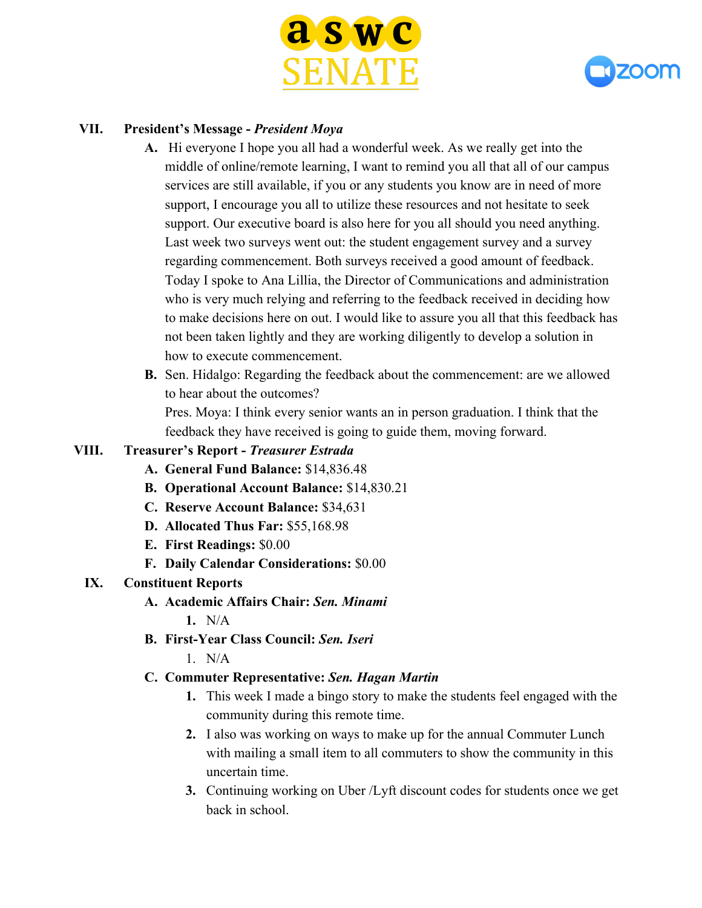VII. **President's Message - *President Moya***

A. Hi everyone I hope you all had a wonderful week. As we really get into the middle of online/remote learning, I want to remind you all that all of our campus services are still available, if you or any students you know are in need of more support, I encourage you all to utilize these resources and not hesitate to seek support. Our executive board is also here for you all should you need anything. Last week two surveys went out: the student engagement survey and a survey regarding commencement. Both surveys received a good amount of feedback. Today I spoke to Ana Lillia, the Director of Communications and administration who is very much relying and referring to the feedback received in deciding how to make decisions here on out. I would like to assure you all that this feedback has not been taken lightly and they are working diligently to develop a solution in how to execute commencement.

B. Sen. Hidalgo: Regarding the feedback about the commencement: are we allowed to hear about the outcomes?
Pres. Moya: I think every senior wants an in person graduation. I think that the feedback they have received is going to guide them, moving forward.

VIII. **Treasurer's Report - *Treasurer Estrada***

A. **General Fund Balance:** $14,836.48

B. **Operational Account Balance:** $14,830.21

C. **Reserve Account Balance:** $34,631

D. **Allocated Thus Far:** $55,168.98

E. **First Readings:** $0.00

F. **Daily Calendar Considerations:** $0.00

IX. **Constituent Reports**

A. **Academic Affairs Chair: *Sen. Minami***

1. N/A

B. **First-Year Class Council: *Sen. Iseri***

1. N/A

C. **Commuter Representative: *Sen. Hagan Martin***

1. This week I made a bingo story to make the students feel engaged with the community during this remote time.
2. I also was working on ways to make up for the annual Commuter Lunch with mailing a small item to all commuters to show the community in this uncertain time.
3. Continuing working on Uber /Lyft discount codes for students once we get back in school.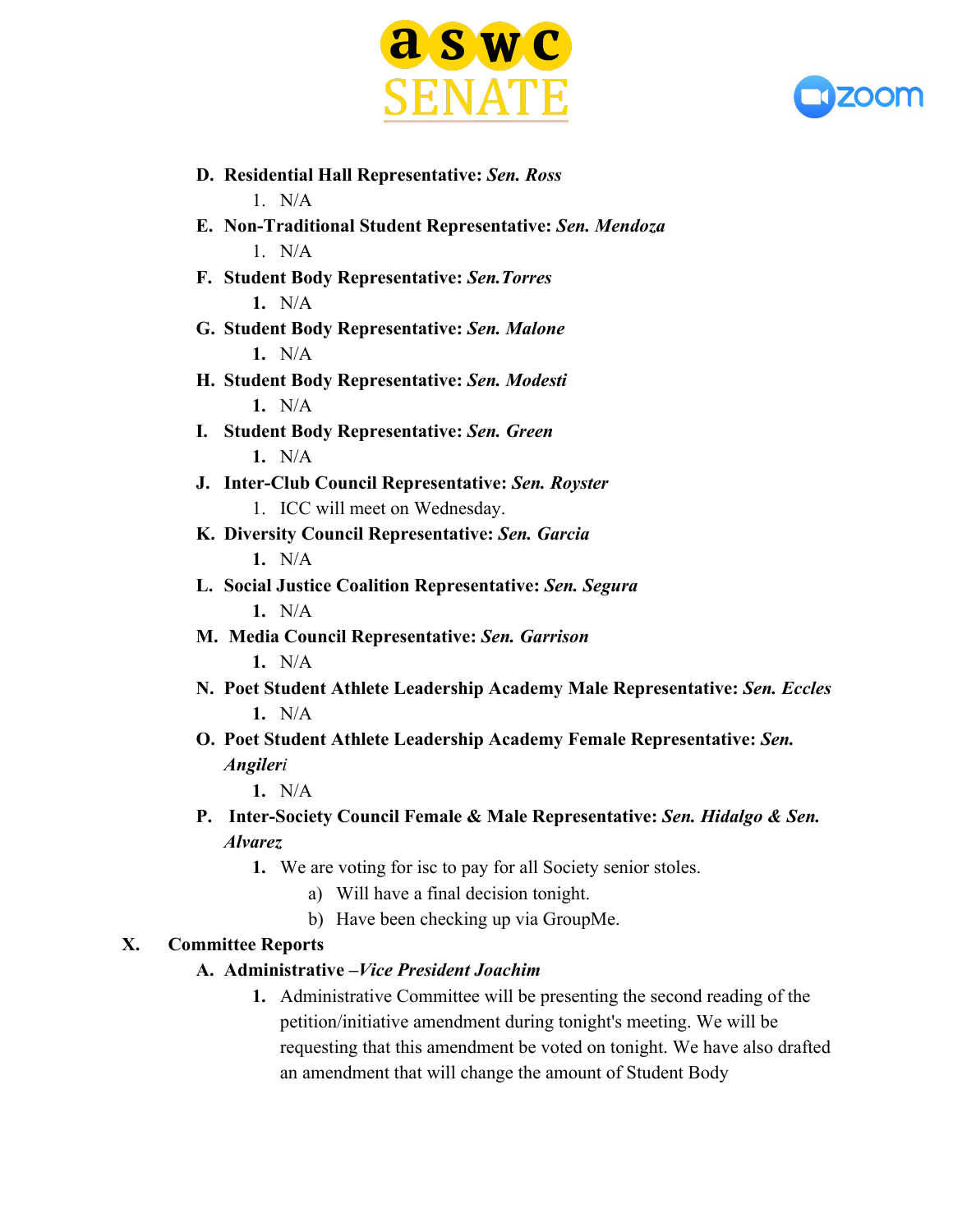D. **Residential Hall Representative:** ***Sen. Ross***
    1. N/A

E. **Non-Traditional Student Representative:** ***Sen. Mendoza***
    1. N/A

F. **Student Body Representative:** ***Sen.Torres***
    1. N/A

G. **Student Body Representative:** ***Sen. Malone***
    1. N/A

H. **Student Body Representative:** ***Sen. Modesti***
    1. N/A

I. **Student Body Representative:** ***Sen. Green***
    1. N/A

J. **Inter-Club Council Representative:** ***Sen. Royster***
    1. ICC will meet on Wednesday.

K. **Diversity Council Representative:** ***Sen. Garcia***
    1. N/A

L. **Social Justice Coalition Representative:** ***Sen. Segura***
    1. N/A

M. **Media Council Representative:** ***Sen. Garrison***
    1. N/A

N. **Poet Student Athlete Leadership Academy Male Representative:** ***Sen. Eccles***
    1. N/A

O. **Poet Student Athlete Leadership Academy Female Representative:** ***Sen. Angileri***
    1. N/A

P. **Inter-Society Council Female & Male Representative:** ***Sen. Hidalgo & Sen. Alvarez***
    1. We are voting for isc to pay for all Society senior stoles.
        a) Will have a final decision tonight.
        b) Have been checking up via GroupMe.

## X. Committee Reports

A. **Administrative –*Vice President Joachim***
    1. Administrative Committee will be presenting the second reading of the petition/initiative amendment during tonight's meeting. We will be requesting that this amendment be voted on tonight. We have also drafted an amendment that will change the amount of Student Body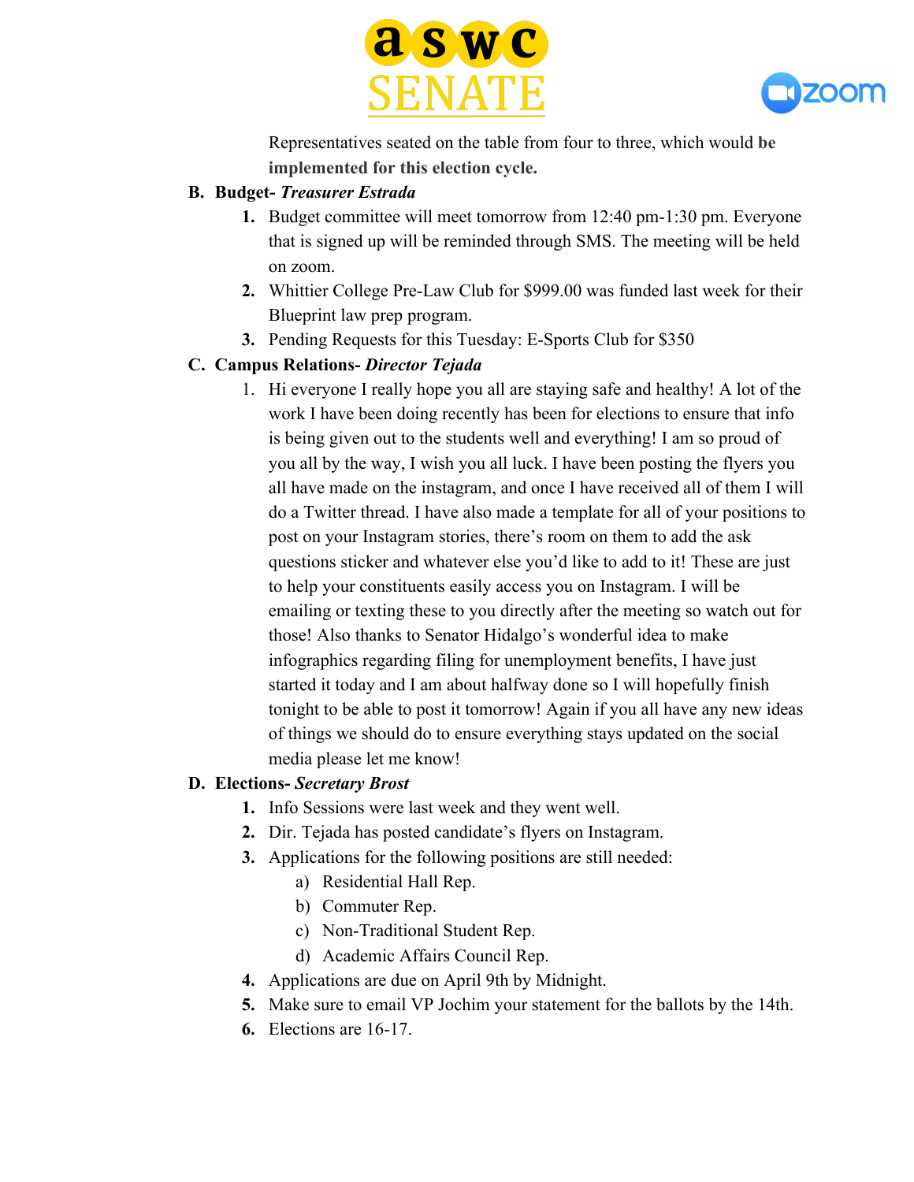Representatives seated on the table from four to three, which would **be implemented for this election cycle.**

**B. Budget- *Treasurer Estrada***

1. Budget committee will meet tomorrow from 12:40 pm-1:30 pm. Everyone that is signed up will be reminded through SMS. The meeting will be held on zoom.
2. Whittier College Pre-Law Club for $999.00 was funded last week for their Blueprint law prep program.
3. Pending Requests for this Tuesday: E-Sports Club for $350

**C. Campus Relations- *Director Tejada***

1. Hi everyone I really hope you all are staying safe and healthy! A lot of the work I have been doing recently has been for elections to ensure that info is being given out to the students well and everything! I am so proud of you all by the way, I wish you all luck. I have been posting the flyers you all have made on the instagram, and once I have received all of them I will do a Twitter thread. I have also made a template for all of your positions to post on your Instagram stories, there's room on them to add the ask questions sticker and whatever else you'd like to add to it! These are just to help your constituents easily access you on Instagram. I will be emailing or texting these to you directly after the meeting so watch out for those! Also thanks to Senator Hidalgo's wonderful idea to make infographics regarding filing for unemployment benefits, I have just started it today and I am about halfway done so I will hopefully finish tonight to be able to post it tomorrow! Again if you all have any new ideas of things we should do to ensure everything stays updated on the social media please let me know!

**D. Elections- *Secretary Brost***

1. Info Sessions were last week and they went well.
2. Dir. Tejada has posted candidate's flyers on Instagram.
3. Applications for the following positions are still needed:
   a) Residential Hall Rep.
   b) Commuter Rep.
   c) Non-Traditional Student Rep.
   d) Academic Affairs Council Rep.
4. Applications are due on April 9th by Midnight.
5. Make sure to email VP Jochim your statement for the ballots by the 14th.
6. Elections are 16-17.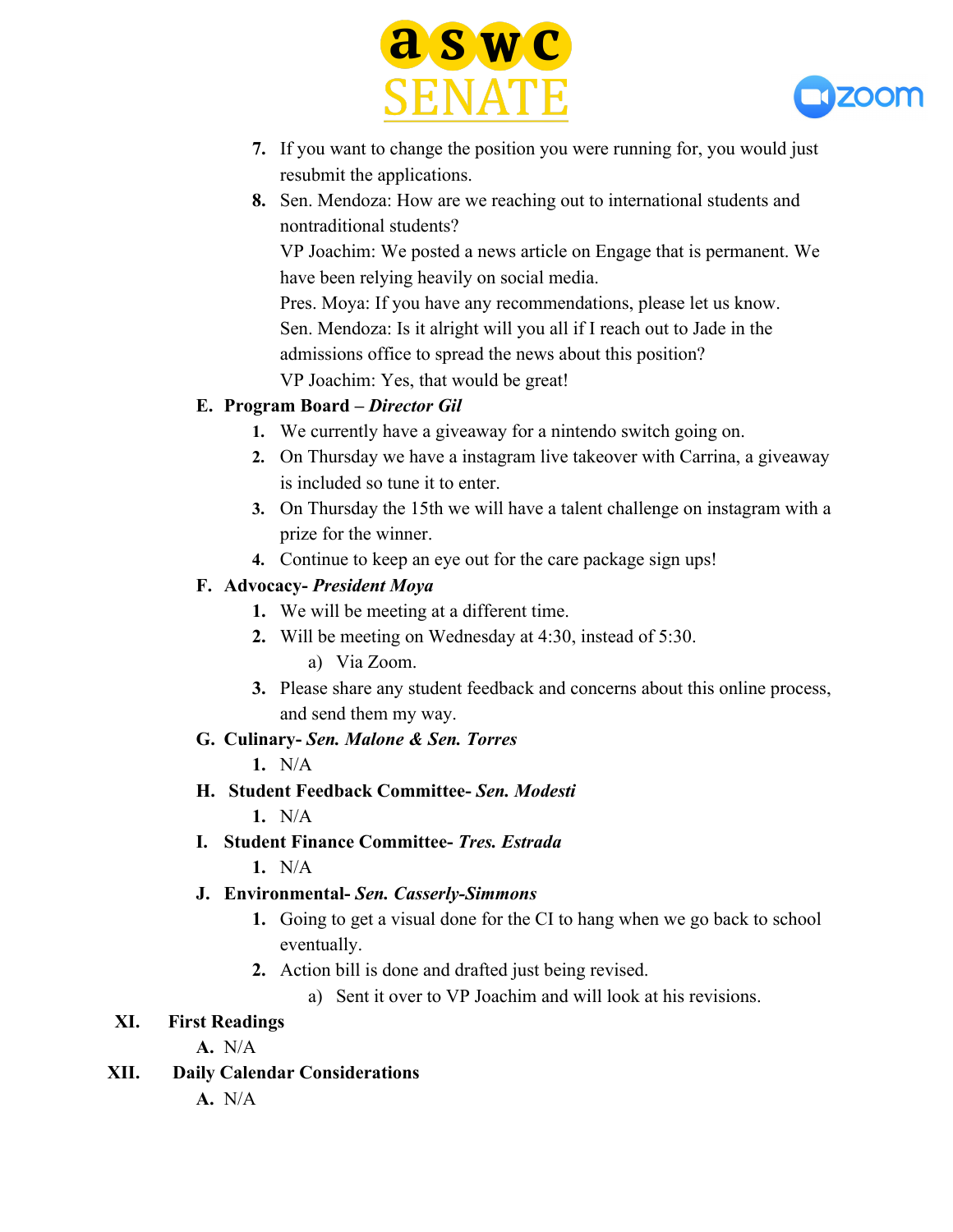7. If you want to change the position you were running for, you would just resubmit the applications.
8. Sen. Mendoza: How are we reaching out to international students and nontraditional students?
   VP Joachim: We posted a news article on Engage that is permanent. We have been relying heavily on social media.
   Pres. Moya: If you have any recommendations, please let us know.
   Sen. Mendoza: Is it alright will you all if I reach out to Jade in the admissions office to spread the news about this position?
   VP Joachim: Yes, that would be great!

**E. Program Board** – ***Director Gil***

1. We currently have a giveaway for a nintendo switch going on.
2. On Thursday we have a instagram live takeover with Carrina, a giveaway is included so tune it to enter.
3. On Thursday the 15th we will have a talent challenge on instagram with a prize for the winner.
4. Continue to keep an eye out for the care package sign ups!

**F. Advocacy-** ***President Moya***

1. We will be meeting at a different time.
2. Will be meeting on Wednesday at 4:30, instead of 5:30.
   a) Via Zoom.
3. Please share any student feedback and concerns about this online process, and send them my way.

**G. Culinary-** ***Sen. Malone & Sen. Torres***

1. N/A

**H. Student Feedback Committee-** ***Sen. Modesti***

1. N/A

**I. Student Finance Committee-** ***Tres. Estrada***

1. N/A

**J. Environmental-** ***Sen. Casserly-Simmons***

1. Going to get a visual done for the CI to hang when we go back to school eventually.
2. Action bill is done and drafted just being revised.
   a) Sent it over to VP Joachim and will look at his revisions.

## XI. First Readings

**A.** N/A

## XII. Daily Calendar Considerations

**A.** N/A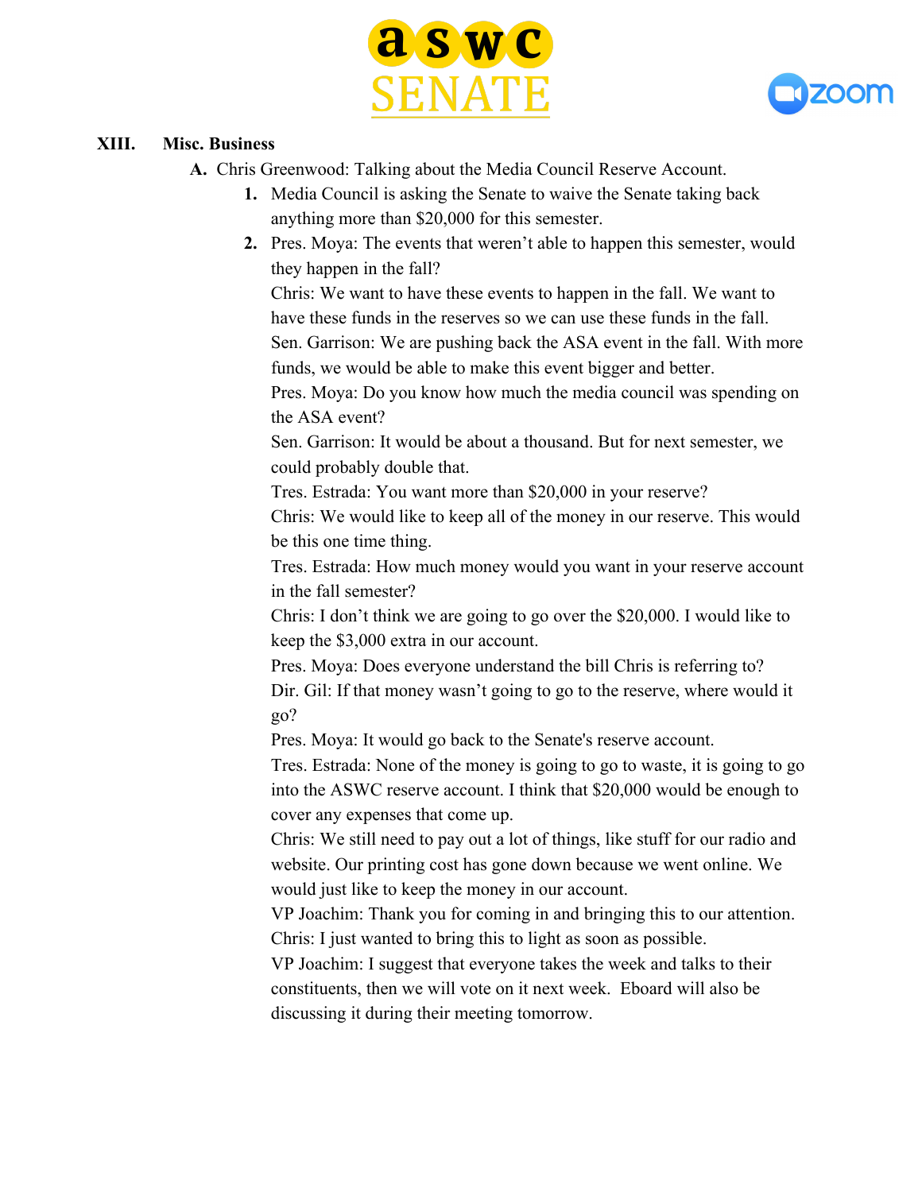## XIII. Misc. Business

A. Chris Greenwood: Talking about the Media Council Reserve Account.

1. Media Council is asking the Senate to waive the Senate taking back anything more than $20,000 for this semester.
2. Pres. Moya: The events that weren't able to happen this semester, would they happen in the fall?
   Chris: We want to have these events to happen in the fall. We want to have these funds in the reserves so we can use these funds in the fall.
   Sen. Garrison: We are pushing back the ASA event in the fall. With more funds, we would be able to make this event bigger and better.
   Pres. Moya: Do you know how much the media council was spending on the ASA event?
   Sen. Garrison: It would be about a thousand. But for next semester, we could probably double that.
   Tres. Estrada: You want more than $20,000 in your reserve?
   Chris: We would like to keep all of the money in our reserve. This would be this one time thing.
   Tres. Estrada: How much money would you want in your reserve account in the fall semester?
   Chris: I don't think we are going to go over the $20,000. I would like to keep the $3,000 extra in our account.
   Pres. Moya: Does everyone understand the bill Chris is referring to?
   Dir. Gil: If that money wasn't going to go to the reserve, where would it go?
   Pres. Moya: It would go back to the Senate's reserve account.
   Tres. Estrada: None of the money is going to go to waste, it is going to go into the ASWC reserve account. I think that $20,000 would be enough to cover any expenses that come up.
   Chris: We still need to pay out a lot of things, like stuff for our radio and website. Our printing cost has gone down because we went online. We would just like to keep the money in our account.
   VP Joachim: Thank you for coming in and bringing this to our attention.
   Chris: I just wanted to bring this to light as soon as possible.
   VP Joachim: I suggest that everyone takes the week and talks to their constituents, then we will vote on it next week. Eboard will also be discussing it during their meeting tomorrow.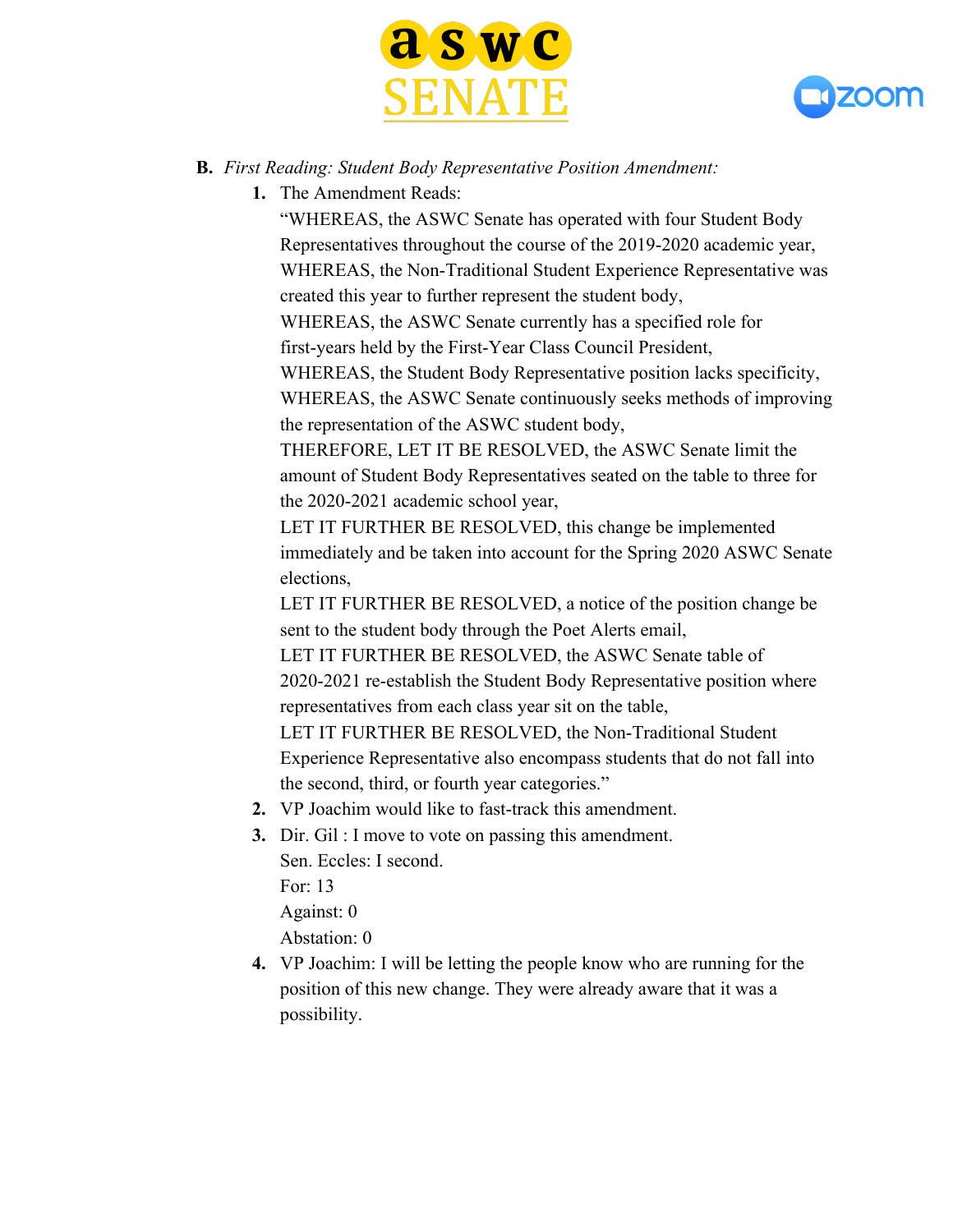**B.** *First Reading: Student Body Representative Position Amendment:*

1. The Amendment Reads:
   "WHEREAS, the ASWC Senate has operated with four Student Body Representatives throughout the course of the 2019-2020 academic year,
   WHEREAS, the Non-Traditional Student Experience Representative was created this year to further represent the student body,
   WHEREAS, the ASWC Senate currently has a specified role for first-years held by the First-Year Class Council President,
   WHEREAS, the Student Body Representative position lacks specificity,
   WHEREAS, the ASWC Senate continuously seeks methods of improving the representation of the ASWC student body,
   THEREFORE, LET IT BE RESOLVED, the ASWC Senate limit the amount of Student Body Representatives seated on the table to three for the 2020-2021 academic school year,
   LET IT FURTHER BE RESOLVED, this change be implemented immediately and be taken into account for the Spring 2020 ASWC Senate elections,
   LET IT FURTHER BE RESOLVED, a notice of the position change be sent to the student body through the Poet Alerts email,
   LET IT FURTHER BE RESOLVED, the ASWC Senate table of 2020-2021 re-establish the Student Body Representative position where representatives from each class year sit on the table,
   LET IT FURTHER BE RESOLVED, the Non-Traditional Student Experience Representative also encompass students that do not fall into the second, third, or fourth year categories."
2. VP Joachim would like to fast-track this amendment.
3. Dir. Gil : I move to vote on passing this amendment.
   Sen. Eccles: I second.
   For: 13
   Against: 0
   Abstation: 0
4. VP Joachim: I will be letting the people know who are running for the position of this new change. They were already aware that it was a possibility.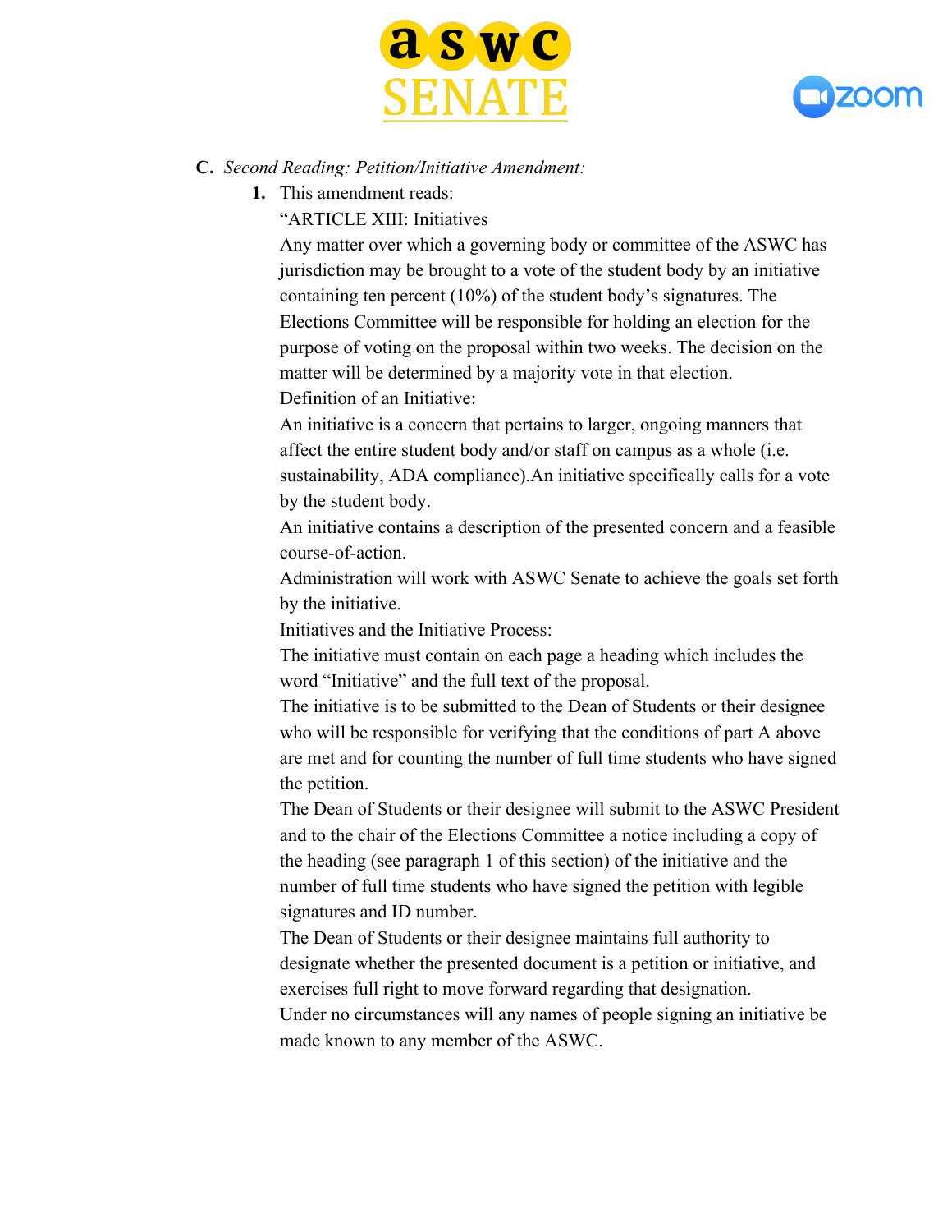C. *Second Reading: Petition/Initiative Amendment:*

1. This amendment reads:

   "ARTICLE XIII: Initiatives

   Any matter over which a governing body or committee of the ASWC has jurisdiction may be brought to a vote of the student body by an initiative containing ten percent (10%) of the student body's signatures. The Elections Committee will be responsible for holding an election for the purpose of voting on the proposal within two weeks. The decision on the matter will be determined by a majority vote in that election.

   Definition of an Initiative:

   An initiative is a concern that pertains to larger, ongoing manners that affect the entire student body and/or staff on campus as a whole (i.e. sustainability, ADA compliance).An initiative specifically calls for a vote by the student body.

   An initiative contains a description of the presented concern and a feasible course-of-action.

   Administration will work with ASWC Senate to achieve the goals set forth by the initiative.

   Initiatives and the Initiative Process:

   The initiative must contain on each page a heading which includes the word "Initiative" and the full text of the proposal.

   The initiative is to be submitted to the Dean of Students or their designee who will be responsible for verifying that the conditions of part A above are met and for counting the number of full time students who have signed the petition.

   The Dean of Students or their designee will submit to the ASWC President and to the chair of the Elections Committee a notice including a copy of the heading (see paragraph 1 of this section) of the initiative and the number of full time students who have signed the petition with legible signatures and ID number.

   The Dean of Students or their designee maintains full authority to designate whether the presented document is a petition or initiative, and exercises full right to move forward regarding that designation.

   Under no circumstances will any names of people signing an initiative be made known to any member of the ASWC.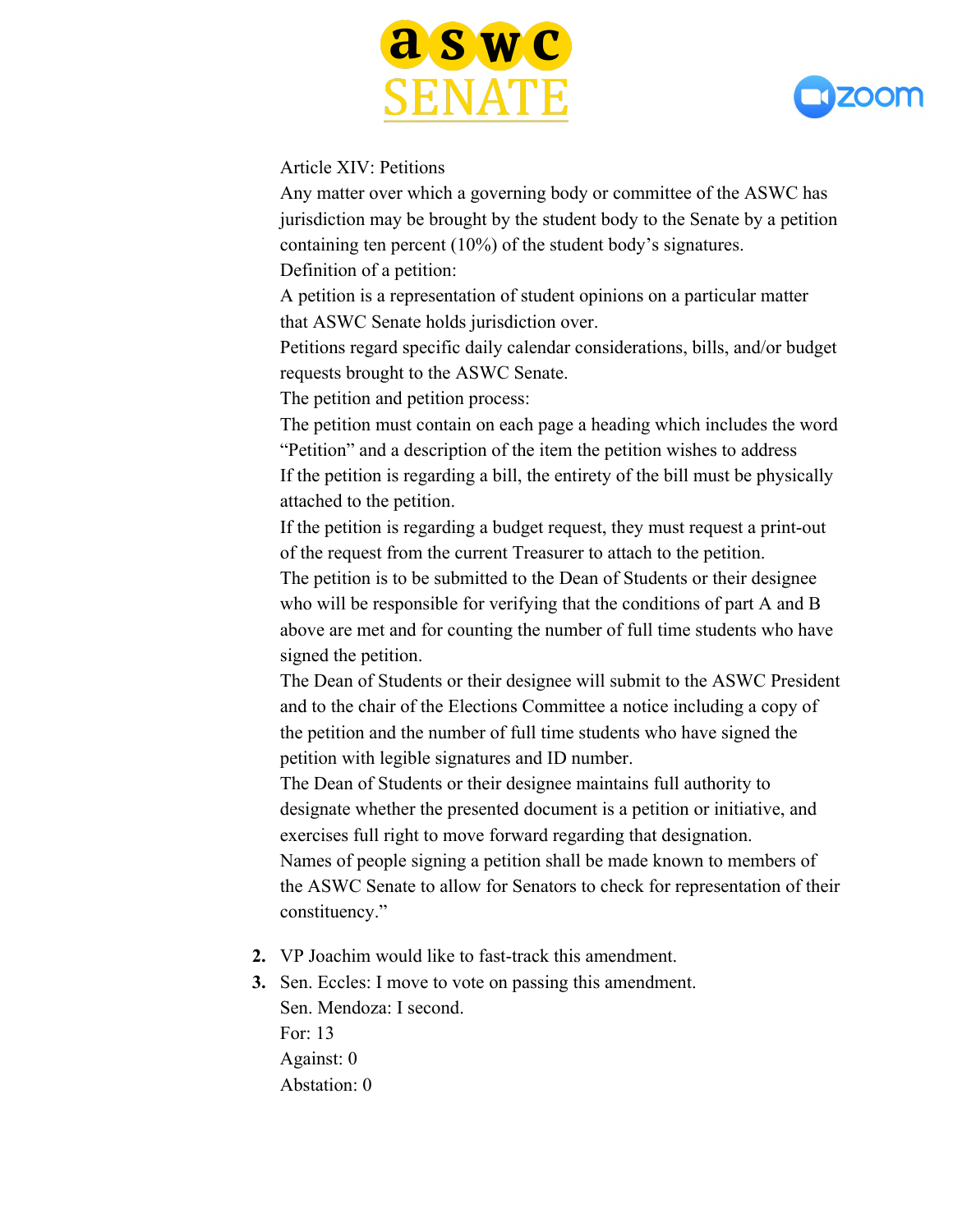Article XIV: Petitions

Any matter over which a governing body or committee of the ASWC has jurisdiction may be brought by the student body to the Senate by a petition containing ten percent (10%) of the student body's signatures.

Definition of a petition:

A petition is a representation of student opinions on a particular matter that ASWC Senate holds jurisdiction over.

Petitions regard specific daily calendar considerations, bills, and/or budget requests brought to the ASWC Senate.

The petition and petition process:

The petition must contain on each page a heading which includes the word "Petition" and a description of the item the petition wishes to address

If the petition is regarding a bill, the entirety of the bill must be physically attached to the petition.

If the petition is regarding a budget request, they must request a print-out of the request from the current Treasurer to attach to the petition.

The petition is to be submitted to the Dean of Students or their designee who will be responsible for verifying that the conditions of part A and B above are met and for counting the number of full time students who have signed the petition.

The Dean of Students or their designee will submit to the ASWC President and to the chair of the Elections Committee a notice including a copy of the petition and the number of full time students who have signed the petition with legible signatures and ID number.

The Dean of Students or their designee maintains full authority to designate whether the presented document is a petition or initiative, and exercises full right to move forward regarding that designation.

Names of people signing a petition shall be made known to members of the ASWC Senate to allow for Senators to check for representation of their constituency."

2. VP Joachim would like to fast-track this amendment.
3. Sen. Eccles: I move to vote on passing this amendment.
   Sen. Mendoza: I second.
   For: 13
   Against: 0
   Abstation: 0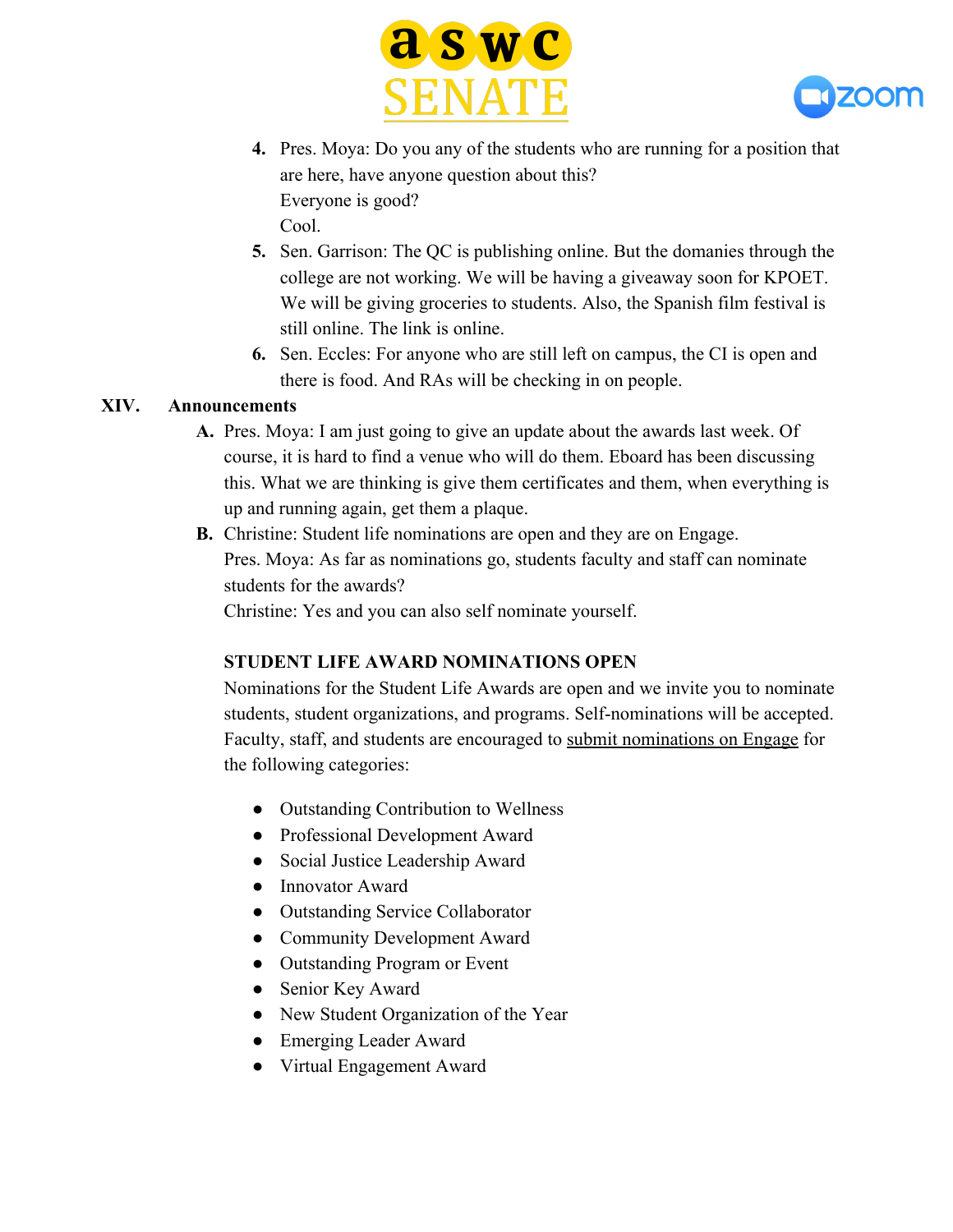4. Pres. Moya: Do you any of the students who are running for a position that are here, have anyone question about this?
   Everyone is good?
   Cool.
5. Sen. Garrison: The QC is publishing online. But the domanies through the college are not working. We will be having a giveaway soon for KPOET. We will be giving groceries to students. Also, the Spanish film festival is still online. The link is online.
6. Sen. Eccles: For anyone who are still left on campus, the CI is open and there is food. And RAs will be checking in on people.

**XIV. Announcements**

A. Pres. Moya: I am just going to give an update about the awards last week. Of course, it is hard to find a venue who will do them. Eboard has been discussing this. What we are thinking is give them certificates and them, when everything is up and running again, get them a plaque.

B. Christine: Student life nominations are open and they are on Engage.
   Pres. Moya: As far as nominations go, students faculty and staff can nominate students for the awards?
   Christine: Yes and you can also self nominate yourself.

   **STUDENT LIFE AWARD NOMINATIONS OPEN**
   Nominations for the Student Life Awards are open and we invite you to nominate students, student organizations, and programs. Self-nominations will be accepted. Faculty, staff, and students are encouraged to submit nominations on Engage for the following categories:

   - Outstanding Contribution to Wellness
   - Professional Development Award
   - Social Justice Leadership Award
   - Innovator Award
   - Outstanding Service Collaborator
   - Community Development Award
   - Outstanding Program or Event
   - Senior Key Award
   - New Student Organization of the Year
   - Emerging Leader Award
   - Virtual Engagement Award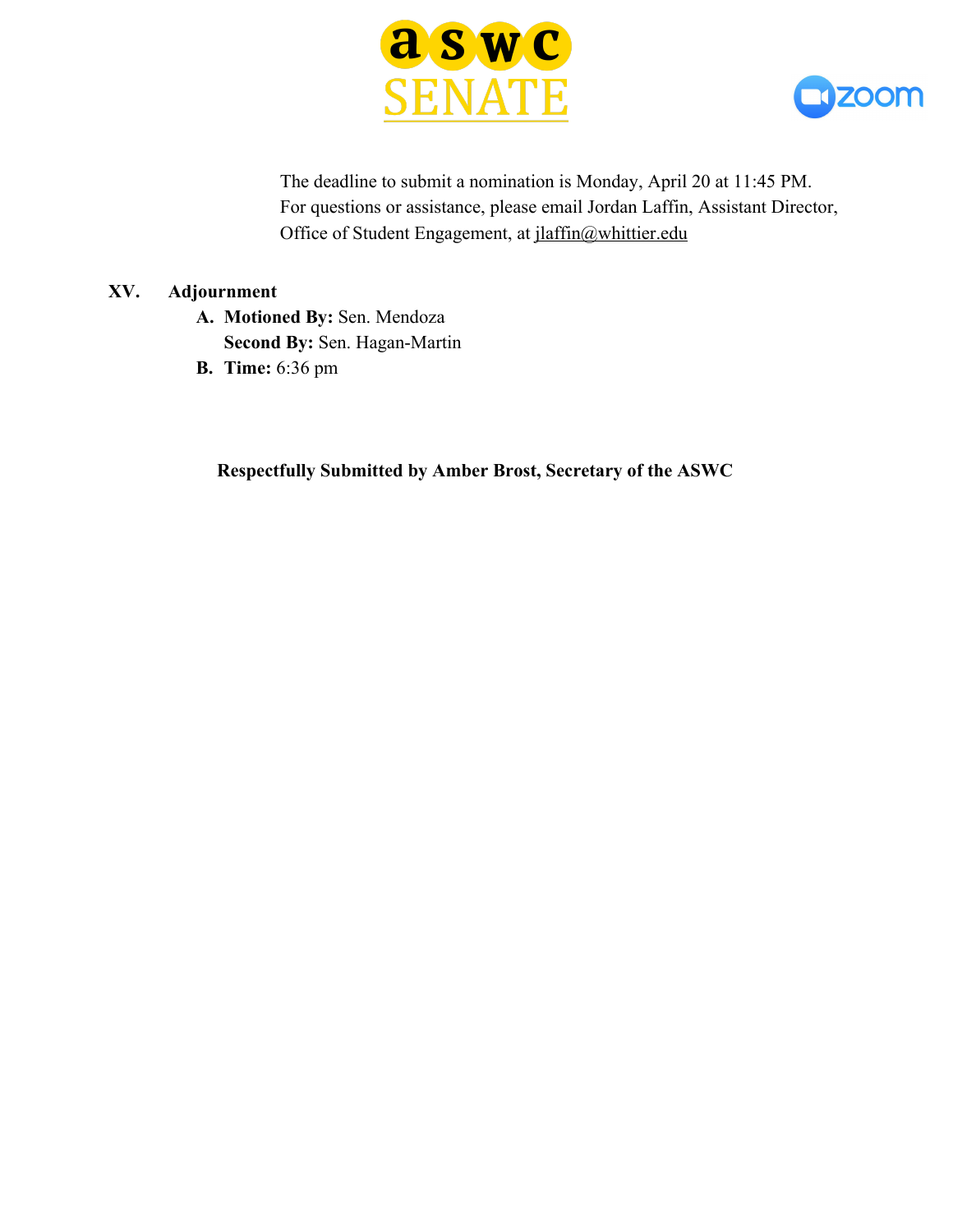The deadline to submit a nomination is Monday, April 20 at 11:45 PM. For questions or assistance, please email Jordan Laffin, Assistant Director, Office of Student Engagement, at jlaffin@whittier.edu

**XV. Adjournment**

A. **Motioned By:** Sen. Mendoza
   **Second By:** Sen. Hagan-Martin
B. **Time:** 6:36 pm

**Respectfully Submitted by Amber Brost, Secretary of the ASWC**